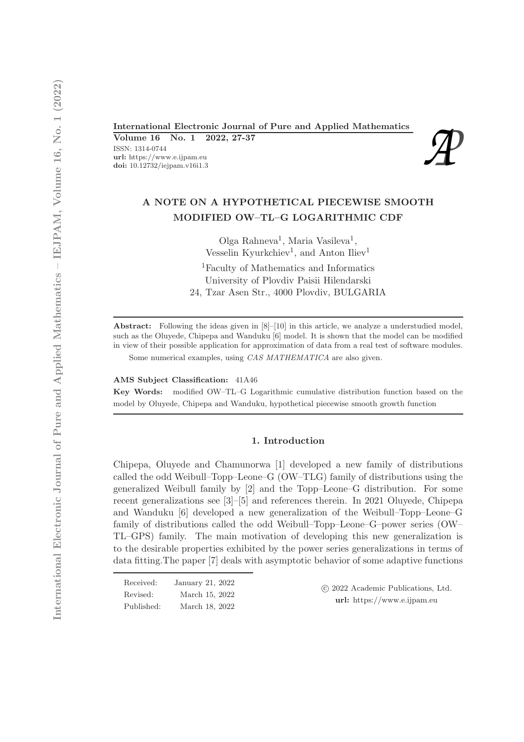# A NOTE ON A HYPOTHETICAL PIECEWISE SMOOTH MODIFIED OW–TL–G LOGARITHMIC CDF

Olga Rahneva[1], Maria Vasileva[1], Vesselin Kyurkchiev[1], and Anton Iliev[1]

[1]Faculty of Mathematics and Informatics
University of Plovdiv Paisii Hilendarski
24, Tzar Asen Str., 4000 Plovdiv, BULGARIA

**Abstract:** Following the ideas given in [8]–[10] in this article, we analyze a understudied model, such as the Oluyede, Chipepa and Wanduku [6] model. It is shown that the model can be modified in view of their possible application for approximation of data from a real test of software modules.

Some numerical examples, using *CAS MATHEMATICA* are also given.

**AMS Subject Classification:** 41A46

**Key Words:** modified OW–TL–G Logarithmic cumulative distribution function based on the model by Oluyede, Chipepa and Wanduku, hypothetical piecewise smooth growth function

## 1. Introduction

Chipepa, Oluyede and Chamunorwa [1] developed a new family of distributions called the odd Weibull–Topp–Leone–G (OW–TLG) family of distributions using the generalized Weibull family by [2] and the Topp–Leone–G distribution. For some recent generalizations see [3]–[5] and references therein. In 2021 Oluyede, Chipepa and Wanduku [6] developed a new generalization of the Weibull–Topp–Leone–G family of distributions called the odd Weibull–Topp–Leone–G–power series (OW–TL–GPS) family. The main motivation of developing this new generalization is to the desirable properties exhibited by the power series generalizations in terms of data fitting.The paper [7] deals with asymptotic behavior of some adaptive functions

Received: January 21, 2022
Revised: March 15, 2022
Published: March 18, 2022

© 2022 Academic Publications, Ltd.
**url:** https://www.e.ijpam.eu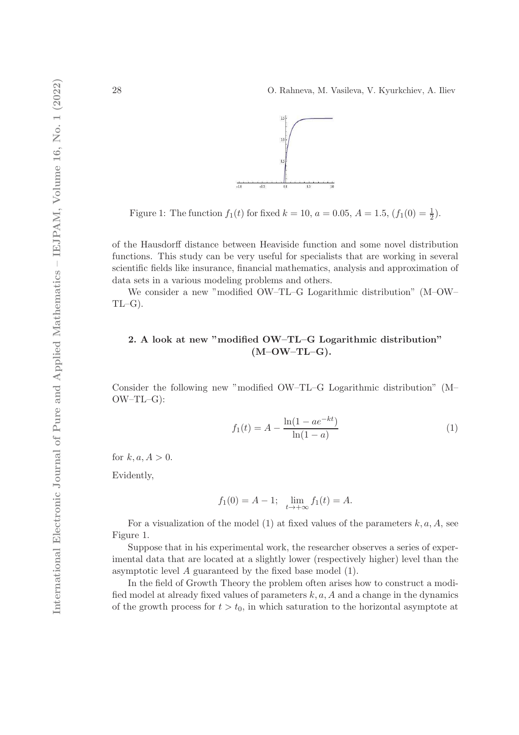Figure 1: The function $f_1(t)$ for fixed $k = 10$, $a = 0.05$, $A = 1.5$, ($f_1(0) = \frac{1}{2}$).

of the Hausdorff distance between Heaviside function and some novel distribution functions. This study can be very useful for specialists that are working in several scientific fields like insurance, financial mathematics, analysis and approximation of data sets in a various modeling problems and others.

We consider a new "modified OW–TL–G Logarithmic distribution" (M–OW–TL–G).

## 2. A look at new "modified OW–TL–G Logarithmic distribution" (M–OW–TL–G).

Consider the following new "modified OW–TL–G Logarithmic distribution" (M–OW–TL–G):

$$f_1(t) = A - \frac{\ln(1 - ae^{-kt})}{\ln(1 - a)} \tag{1}$$

for $k, a, A > 0$.

Evidently,

$$f_1(0) = A - 1; \quad \lim_{t \to +\infty} f_1(t) = A.$$

For a visualization of the model (1) at fixed values of the parameters $k, a, A$, see Figure 1.

Suppose that in his experimental work, the researcher observes a series of experimental data that are located at a slightly lower (respectively higher) level than the asymptotic level $A$ guaranteed by the fixed base model (1).

In the field of Growth Theory the problem often arises how to construct a modified model at already fixed values of parameters $k, a, A$ and a change in the dynamics of the growth process for $t > t_0$, in which saturation to the horizontal asymptote at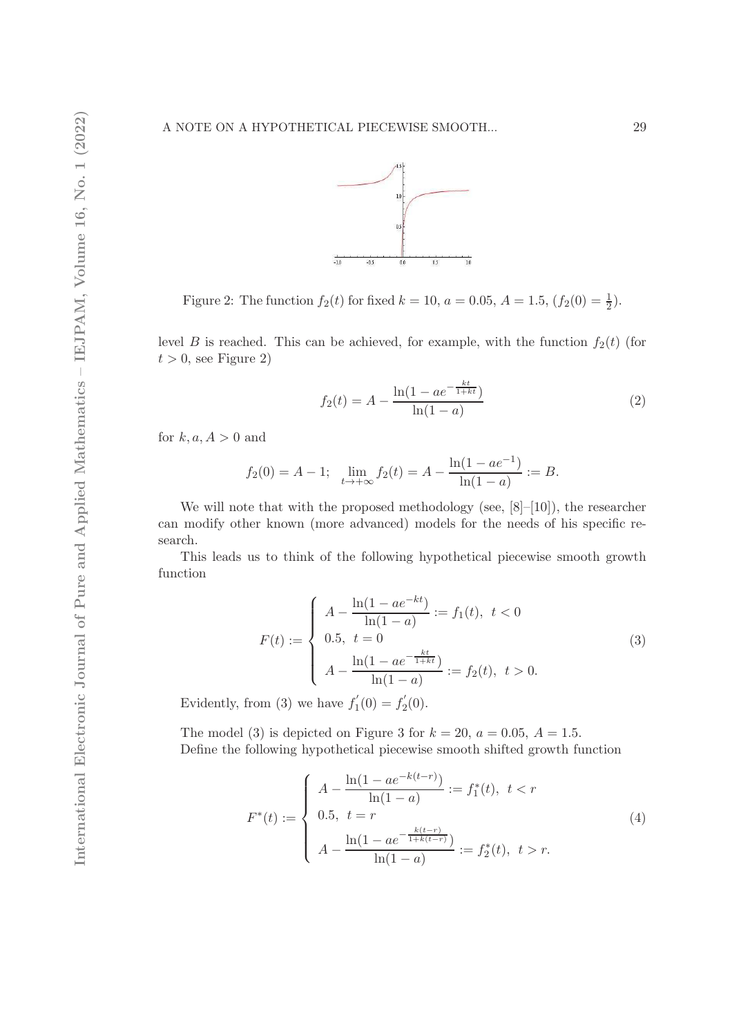Figure 2: The function $f_2(t)$ for fixed $k = 10$, $a = 0.05$, $A = 1.5$, ($f_2(0) = \frac{1}{2}$).

level $B$ is reached. This can be achieved, for example, with the function $f_2(t)$ (for $t > 0$, see Figure 2)

$$f_2(t) = A - \frac{\ln(1 - ae^{-\frac{kt}{1+kt}})}{\ln(1-a)} \tag{2}$$

for $k, a, A > 0$ and

$$f_2(0) = A - 1; \quad \lim_{t \to +\infty} f_2(t) = A - \frac{\ln(1 - ae^{-1})}{\ln(1-a)} := B.$$

We will note that with the proposed methodology (see, [8]–[10]), the researcher can modify other known (more advanced) models for the needs of his specific research.

This leads us to think of the following hypothetical piecewise smooth growth function

$$F(t) := \begin{cases} A - \dfrac{\ln(1 - ae^{-kt})}{\ln(1-a)} := f_1(t), & t < 0 \\ 0.5, & t = 0 \\ A - \dfrac{\ln(1 - ae^{-\frac{kt}{1+kt}})}{\ln(1-a)} := f_2(t), & t > 0. \end{cases} \tag{3}$$

Evidently, from (3) we have $f_1'(0) = f_2'(0)$.

The model (3) is depicted on Figure 3 for $k = 20$, $a = 0.05$, $A = 1.5$.

Define the following hypothetical piecewise smooth shifted growth function

$$F^*(t) := \begin{cases} A - \dfrac{\ln(1 - ae^{-k(t-r)})}{\ln(1-a)} := f_1^*(t), & t < r \\ 0.5, & t = r \\ A - \dfrac{\ln(1 - ae^{-\frac{k(t-r)}{1+k(t-r)}})}{\ln(1-a)} := f_2^*(t), & t > r. \end{cases} \tag{4}$$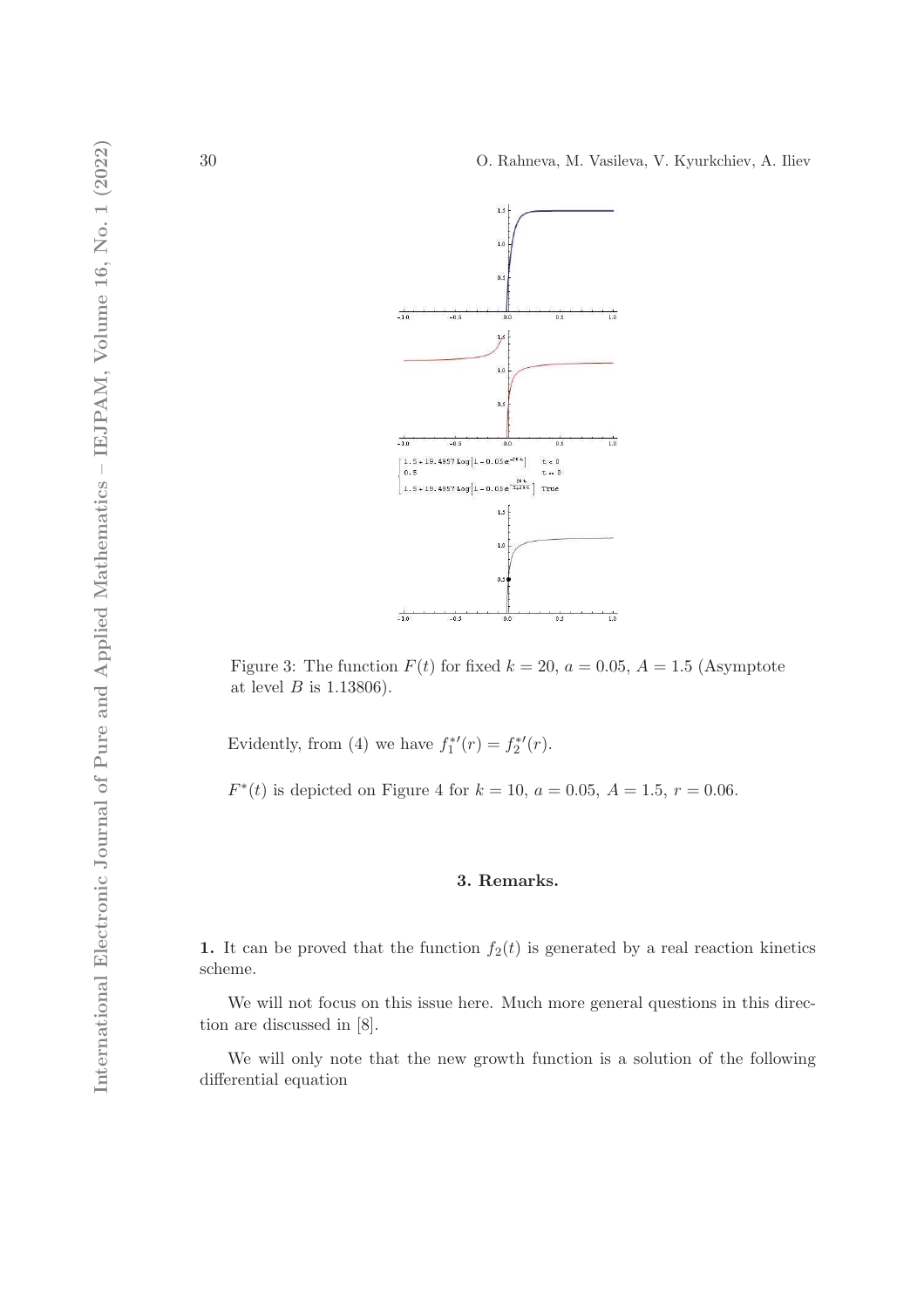Figure 3: The function $F(t)$ for fixed $k = 20$, $a = 0.05$, $A = 1.5$ (Asymptote at level $B$ is 1.13806).

Evidently, from (4) we have $f_1^{*\prime}(r) = f_2^{*\prime}(r)$.

$F^*(t)$ is depicted on Figure 4 for $k = 10$, $a = 0.05$, $A = 1.5$, $r = 0.06$.

## 3. Remarks.

**1.** It can be proved that the function $f_2(t)$ is generated by a real reaction kinetics scheme.

We will not focus on this issue here. Much more general questions in this direction are discussed in [8].

We will only note that the new growth function is a solution of the following differential equation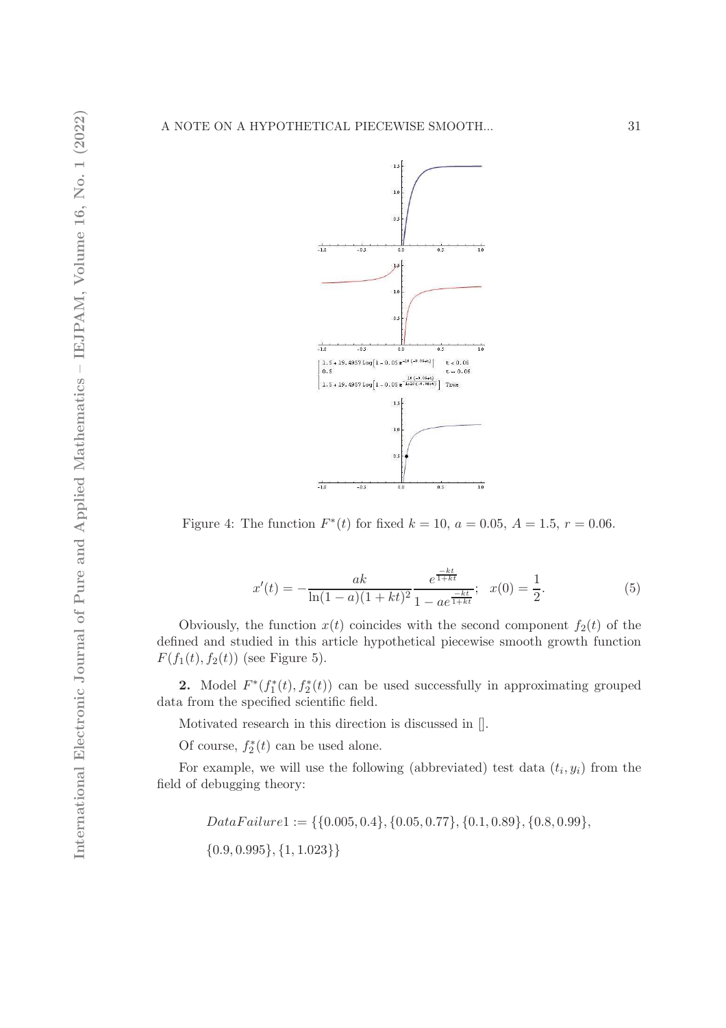Figure 4: The function $F^*(t)$ for fixed $k = 10$, $a = 0.05$, $A = 1.5$, $r = 0.06$.

$$x'(t) = -\frac{ak}{\ln(1-a)(1+kt)^2}\frac{e^{\frac{-kt}{1+kt}}}{1-ae^{\frac{-kt}{1+kt}}}; \quad x(0) = \frac{1}{2}. \tag{5}$$

Obviously, the function $x(t)$ coincides with the second component $f_2(t)$ of the defined and studied in this article hypothetical piecewise smooth growth function $F(f_1(t), f_2(t))$ (see Figure 5).

**2.** Model $F^*(f_1^*(t), f_2^*(t))$ can be used successfully in approximating grouped data from the specified scientific field.

Motivated research in this direction is discussed in [].

Of course, $f_2^*(t)$ can be used alone.

For example, we will use the following (abbreviated) test data $(t_i, y_i)$ from the field of debugging theory:

$$DataFailure1 := \{\{0.005, 0.4\}, \{0.05, 0.77\}, \{0.1, 0.89\}, \{0.8, 0.99\},$$
$$\{0.9, 0.995\}, \{1, 1.023\}\}$$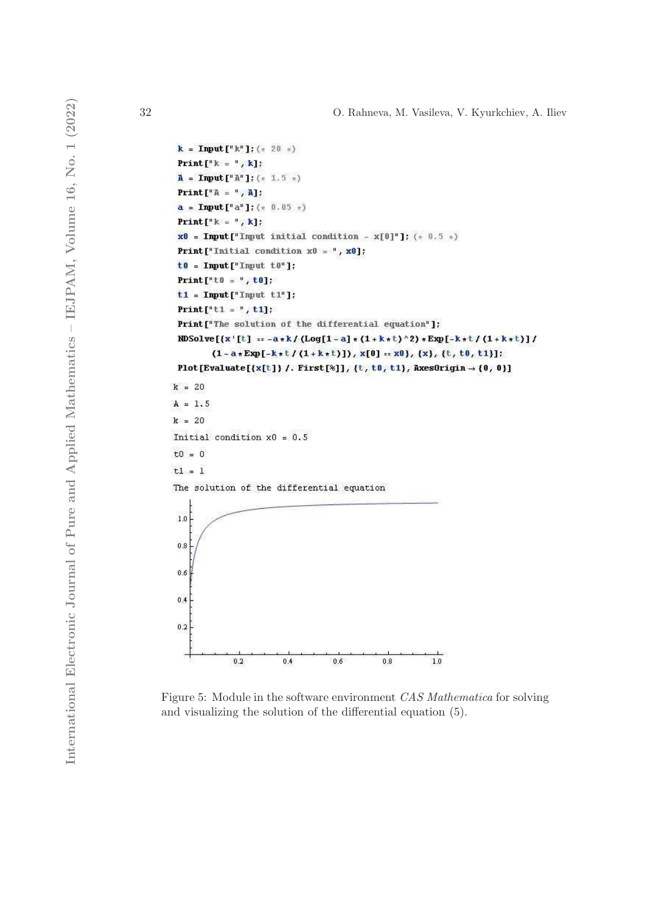```
k = Input["k"]; (* 20 *)
Print["k = ", k];
A = Input["A"]; (* 1.5 *)
Print["A = ", A];
a = Input["a"]; (* 0.05 *)
Print["k = ", k];
x0 = Input["Input initial condition - x[0]"]; (* 0.5 *)
Print["Initial condition x0 = ", x0];
t0 = Input["Input t0"];
Print["t0 = ", t0];
t1 = Input["Input t1"];
Print["t1 = ", t1];
Print["The solution of the differential equation"];
NDSolve[{x'[t] == -a*k/(Log[1-a]*(1+k*t)^2)*Exp[-k*t/(1+k*t)]/
      (1-a*Exp[-k*t/(1+k*t)]), x[0] == x0}, {x}, {t, t0, t1}];
Plot[Evaluate[{x[t]} /. First[%]], {t, t0, t1}, AxesOrigin -> {0, 0}]
```

```
k = 20
A = 1.5
k = 20
Initial condition x0 = 0.5
t0 = 0
t1 = 1
The solution of the differential equation
```

Figure 5: Module in the software environment *CAS Mathematica* for solving and visualizing the solution of the differential equation (5).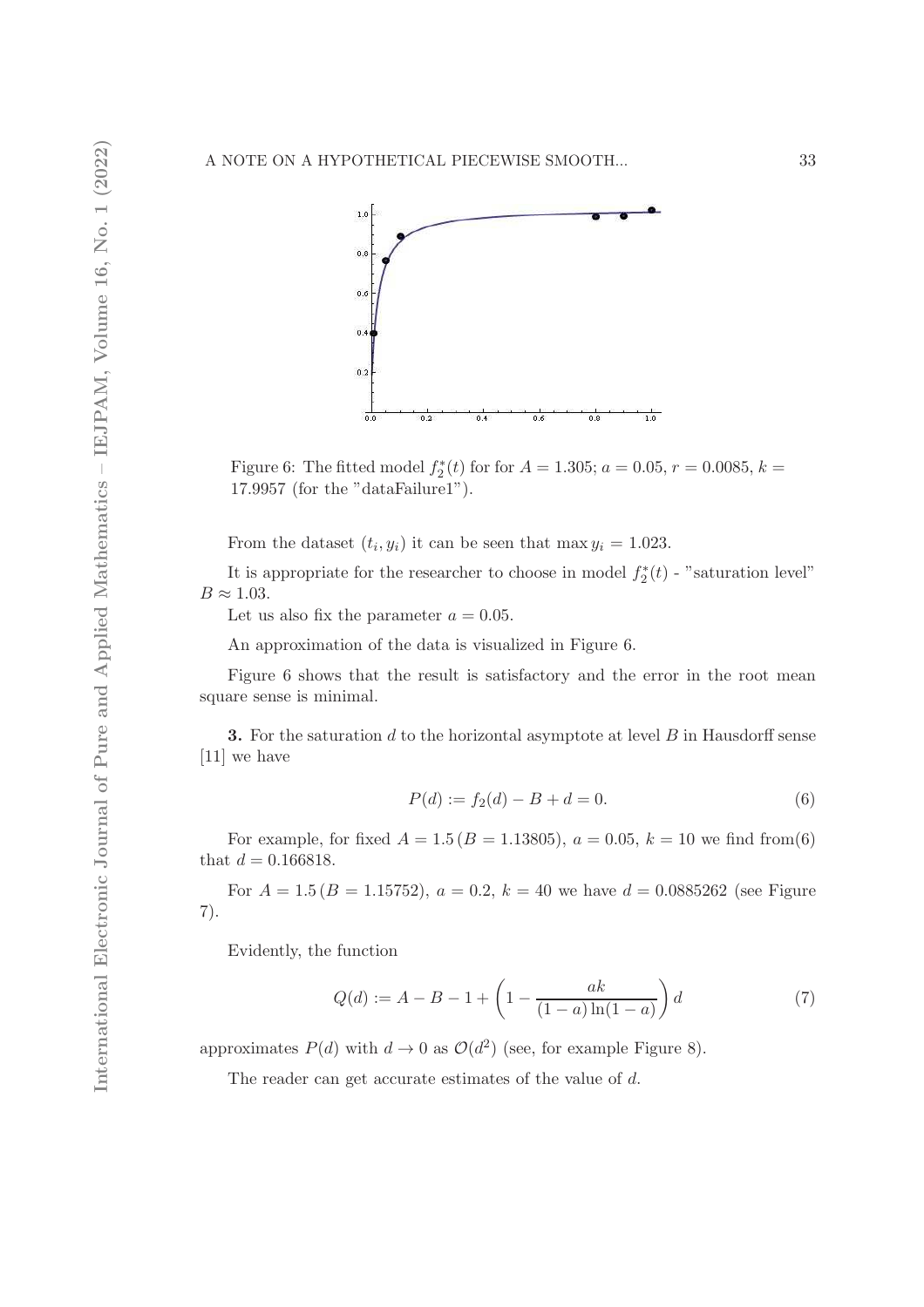Figure 6: The fitted model $f_2^*(t)$ for for $A = 1.305$; $a = 0.05$, $r = 0.0085$, $k = 17.9957$ (for the "dataFailure1").

From the dataset $(t_i, y_i)$ it can be seen that $\max y_i = 1.023$.

It is appropriate for the researcher to choose in model $f_2^*(t)$ - "saturation level" $B \approx 1.03$.

Let us also fix the parameter $a = 0.05$.

An approximation of the data is visualized in Figure 6.

Figure 6 shows that the result is satisfactory and the error in the root mean square sense is minimal.

**3.** For the saturation $d$ to the horizontal asymptote at level $B$ in Hausdorff sense [11] we have

$$P(d) := f_2(d) - B + d = 0. \tag{6}$$

For example, for fixed $A = 1.5\,(B = 1.13805)$, $a = 0.05$, $k = 10$ we find from(6) that $d = 0.166818$.

For $A = 1.5\,(B = 1.15752)$, $a = 0.2$, $k = 40$ we have $d = 0.0885262$ (see Figure 7).

Evidently, the function

$$Q(d) := A - B - 1 + \left(1 - \frac{ak}{(1-a)\ln(1-a)}\right) d \tag{7}$$

approximates $P(d)$ with $d \to 0$ as $\mathcal{O}(d^2)$ (see, for example Figure 8).

The reader can get accurate estimates of the value of $d$.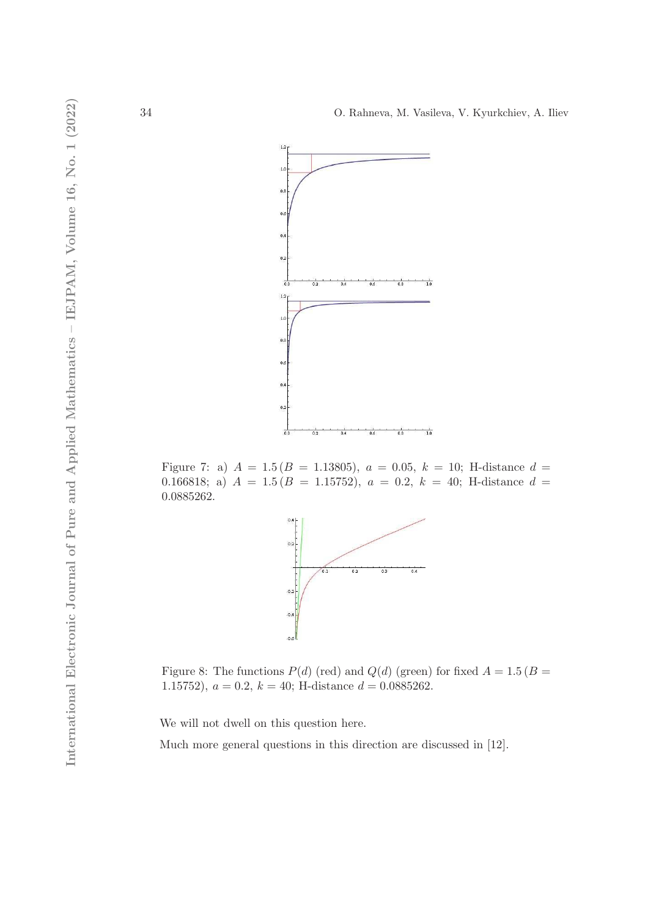Figure 7: a) $A = 1.5\,(B = 1.13805)$, $a = 0.05$, $k = 10$; H-distance $d = 0.166818$; a) $A = 1.5\,(B = 1.15752)$, $a = 0.2$, $k = 40$; H-distance $d = 0.0885262$.

Figure 8: The functions $P(d)$ (red) and $Q(d)$ (green) for fixed $A = 1.5\,(B = 1.15752)$, $a = 0.2$, $k = 40$; H-distance $d = 0.0885262$.

We will not dwell on this question here.

Much more general questions in this direction are discussed in [12].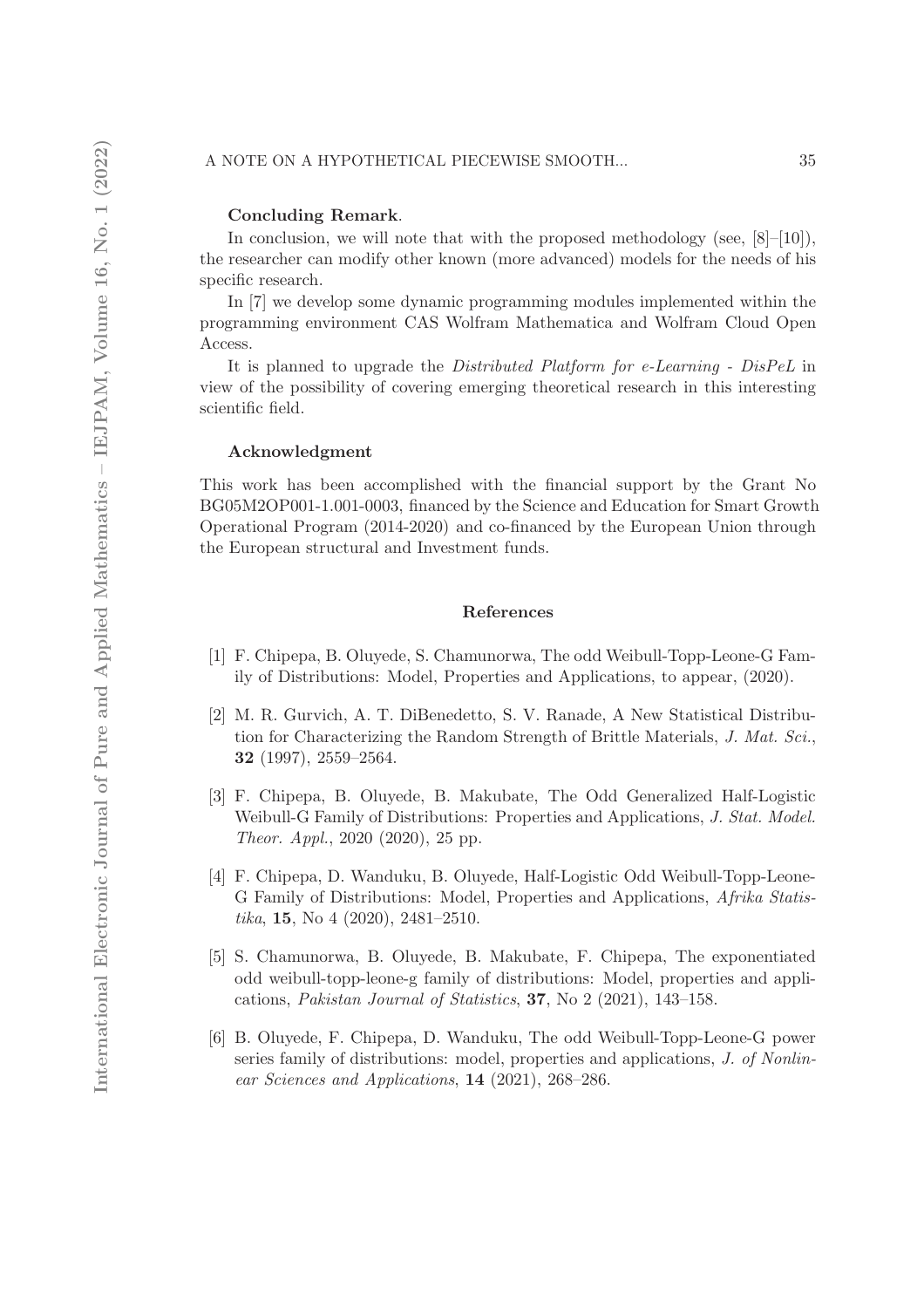**Concluding Remark**.

In conclusion, we will note that with the proposed methodology (see, [8]–[10]), the researcher can modify other known (more advanced) models for the needs of his specific research.

In [7] we develop some dynamic programming modules implemented within the programming environment CAS Wolfram Mathematica and Wolfram Cloud Open Access.

It is planned to upgrade the *Distributed Platform for e-Learning - DisPeL* in view of the possibility of covering emerging theoretical research in this interesting scientific field.

**Acknowledgment**

This work has been accomplished with the financial support by the Grant No BG05M2OP001-1.001-0003, financed by the Science and Education for Smart Growth Operational Program (2014-2020) and co-financed by the European Union through the European structural and Investment funds.

## References

[1] F. Chipepa, B. Oluyede, S. Chamunorwa, The odd Weibull-Topp-Leone-G Family of Distributions: Model, Properties and Applications, to appear, (2020).

[2] M. R. Gurvich, A. T. DiBenedetto, S. V. Ranade, A New Statistical Distribution for Characterizing the Random Strength of Brittle Materials, *J. Mat. Sci.*, **32** (1997), 2559–2564.

[3] F. Chipepa, B. Oluyede, B. Makubate, The Odd Generalized Half-Logistic Weibull-G Family of Distributions: Properties and Applications, *J. Stat. Model. Theor. Appl.*, 2020 (2020), 25 pp.

[4] F. Chipepa, D. Wanduku, B. Oluyede, Half-Logistic Odd Weibull-Topp-Leone-G Family of Distributions: Model, Properties and Applications, *Afrika Statistika*, **15**, No 4 (2020), 2481–2510.

[5] S. Chamunorwa, B. Oluyede, B. Makubate, F. Chipepa, The exponentiated odd weibull-topp-leone-g family of distributions: Model, properties and applications, *Pakistan Journal of Statistics*, **37**, No 2 (2021), 143–158.

[6] B. Oluyede, F. Chipepa, D. Wanduku, The odd Weibull-Topp-Leone-G power series family of distributions: model, properties and applications, *J. of Nonlinear Sciences and Applications*, **14** (2021), 268–286.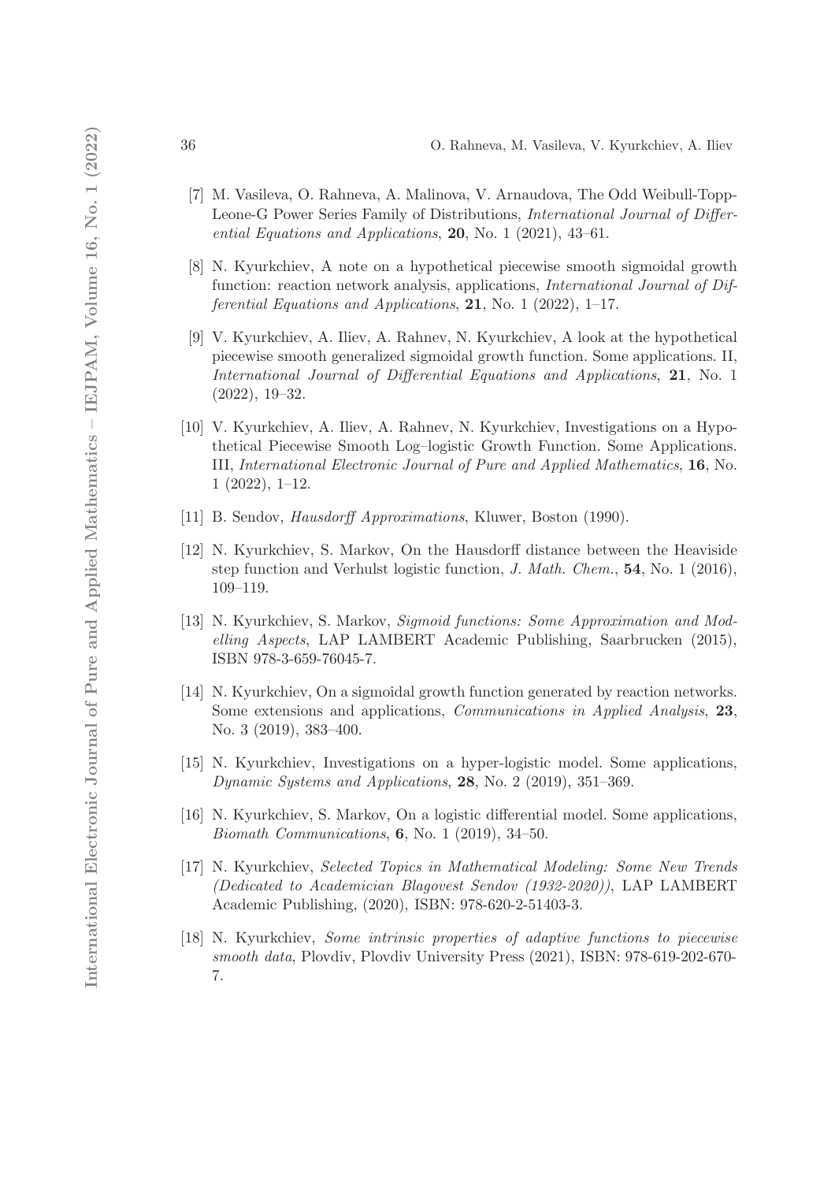[7] M. Vasileva, O. Rahneva, A. Malinova, V. Arnaudova, The Odd Weibull-Topp-Leone-G Power Series Family of Distributions, *International Journal of Differential Equations and Applications*, **20**, No. 1 (2021), 43–61.

[8] N. Kyurkchiev, A note on a hypothetical piecewise smooth sigmoidal growth function: reaction network analysis, applications, *International Journal of Differential Equations and Applications*, **21**, No. 1 (2022), 1–17.

[9] V. Kyurkchiev, A. Iliev, A. Rahnev, N. Kyurkchiev, A look at the hypothetical piecewise smooth generalized sigmoidal growth function. Some applications. II, *International Journal of Differential Equations and Applications*, **21**, No. 1 (2022), 19–32.

[10] V. Kyurkchiev, A. Iliev, A. Rahnev, N. Kyurkchiev, Investigations on a Hypothetical Piecewise Smooth Log–logistic Growth Function. Some Applications. III, *International Electronic Journal of Pure and Applied Mathematics*, **16**, No. 1 (2022), 1–12.

[11] B. Sendov, *Hausdorff Approximations*, Kluwer, Boston (1990).

[12] N. Kyurkchiev, S. Markov, On the Hausdorff distance between the Heaviside step function and Verhulst logistic function, *J. Math. Chem.*, **54**, No. 1 (2016), 109–119.

[13] N. Kyurkchiev, S. Markov, *Sigmoid functions: Some Approximation and Modelling Aspects*, LAP LAMBERT Academic Publishing, Saarbrucken (2015), ISBN 978-3-659-76045-7.

[14] N. Kyurkchiev, On a sigmoidal growth function generated by reaction networks. Some extensions and applications, *Communications in Applied Analysis*, **23**, No. 3 (2019), 383–400.

[15] N. Kyurkchiev, Investigations on a hyper-logistic model. Some applications, *Dynamic Systems and Applications*, **28**, No. 2 (2019), 351–369.

[16] N. Kyurkchiev, S. Markov, On a logistic differential model. Some applications, *Biomath Communications*, **6**, No. 1 (2019), 34–50.

[17] N. Kyurkchiev, *Selected Topics in Mathematical Modeling: Some New Trends (Dedicated to Academician Blagovest Sendov (1932-2020))*, LAP LAMBERT Academic Publishing, (2020), ISBN: 978-620-2-51403-3.

[18] N. Kyurkchiev, *Some intrinsic properties of adaptive functions to piecewise smooth data*, Plovdiv, Plovdiv University Press (2021), ISBN: 978-619-202-670-7.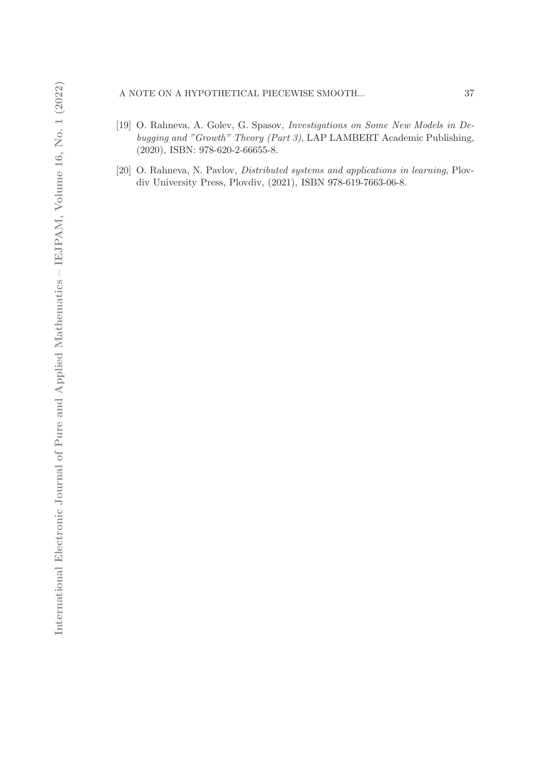[19] O. Rahneva, A. Golev, G. Spasov, *Investigations on Some New Models in Debugging and "Growth" Theory (Part 3)*, LAP LAMBERT Academic Publishing, (2020), ISBN: 978-620-2-66655-8.

[20] O. Rahneva, N. Pavlov, *Distributed systems and applications in learning*, Plovdiv University Press, Plovdiv, (2021), ISBN 978-619-7663-06-8.